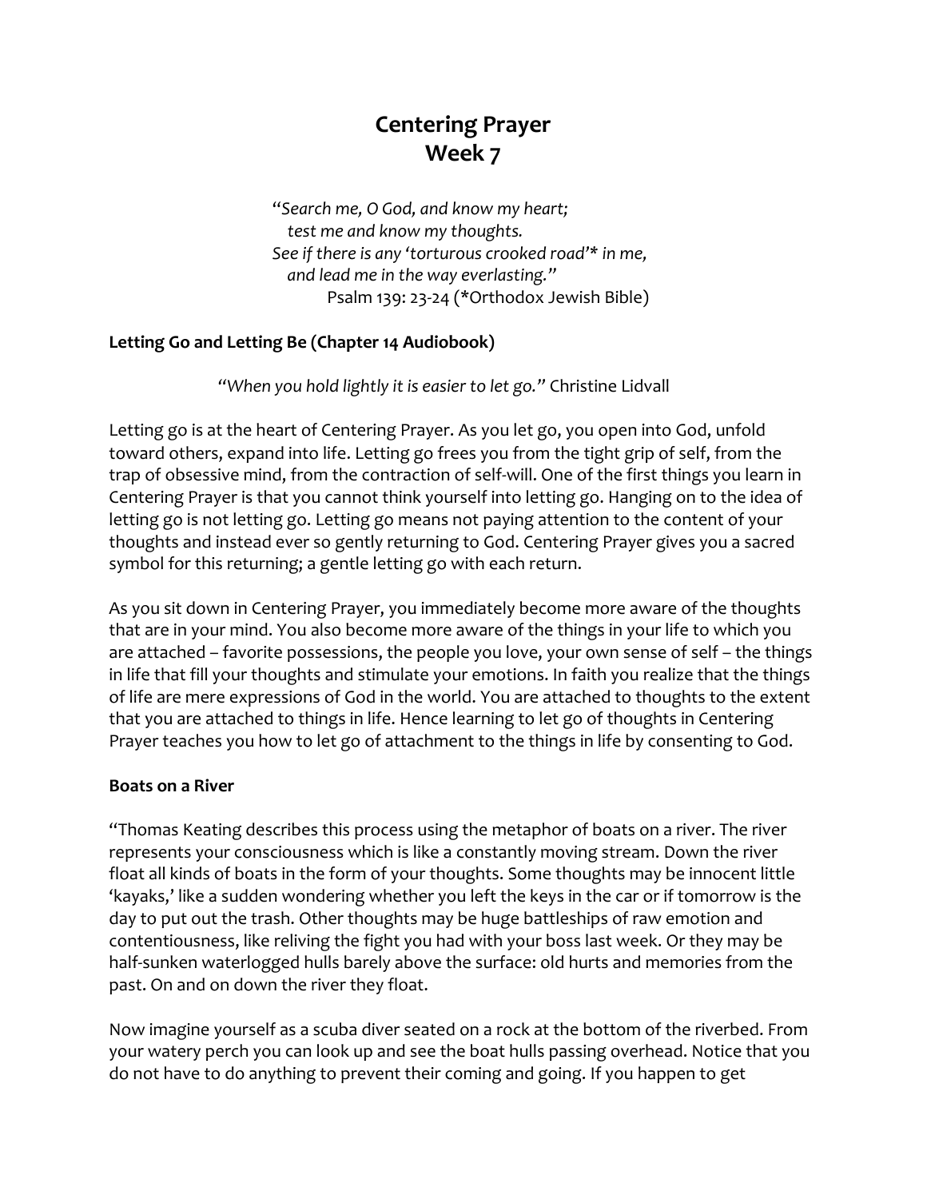# Centering Prayer
# Week 7

*"Search me, O God, and know my heart;*
*test me and know my thoughts.*
*See if there is any 'torturous crooked road'\* in me,*
*and lead me in the way everlasting."*
Psalm 139: 23-24 (\*Orthodox Jewish Bible)

**Letting Go and Letting Be (Chapter 14 Audiobook)**

*"When you hold lightly it is easier to let go."* Christine Lidvall

Letting go is at the heart of Centering Prayer. As you let go, you open into God, unfold toward others, expand into life. Letting go frees you from the tight grip of self, from the trap of obsessive mind, from the contraction of self-will. One of the first things you learn in Centering Prayer is that you cannot think yourself into letting go. Hanging on to the idea of letting go is not letting go. Letting go means not paying attention to the content of your thoughts and instead ever so gently returning to God. Centering Prayer gives you a sacred symbol for this returning; a gentle letting go with each return.

As you sit down in Centering Prayer, you immediately become more aware of the thoughts that are in your mind. You also become more aware of the things in your life to which you are attached – favorite possessions, the people you love, your own sense of self – the things in life that fill your thoughts and stimulate your emotions. In faith you realize that the things of life are mere expressions of God in the world. You are attached to thoughts to the extent that you are attached to things in life. Hence learning to let go of thoughts in Centering Prayer teaches you how to let go of attachment to the things in life by consenting to God.

**Boats on a River**

"Thomas Keating describes this process using the metaphor of boats on a river. The river represents your consciousness which is like a constantly moving stream. Down the river float all kinds of boats in the form of your thoughts. Some thoughts may be innocent little 'kayaks,' like a sudden wondering whether you left the keys in the car or if tomorrow is the day to put out the trash. Other thoughts may be huge battleships of raw emotion and contentiousness, like reliving the fight you had with your boss last week. Or they may be half-sunken waterlogged hulls barely above the surface: old hurts and memories from the past. On and on down the river they float.

Now imagine yourself as a scuba diver seated on a rock at the bottom of the riverbed. From your watery perch you can look up and see the boat hulls passing overhead. Notice that you do not have to do anything to prevent their coming and going. If you happen to get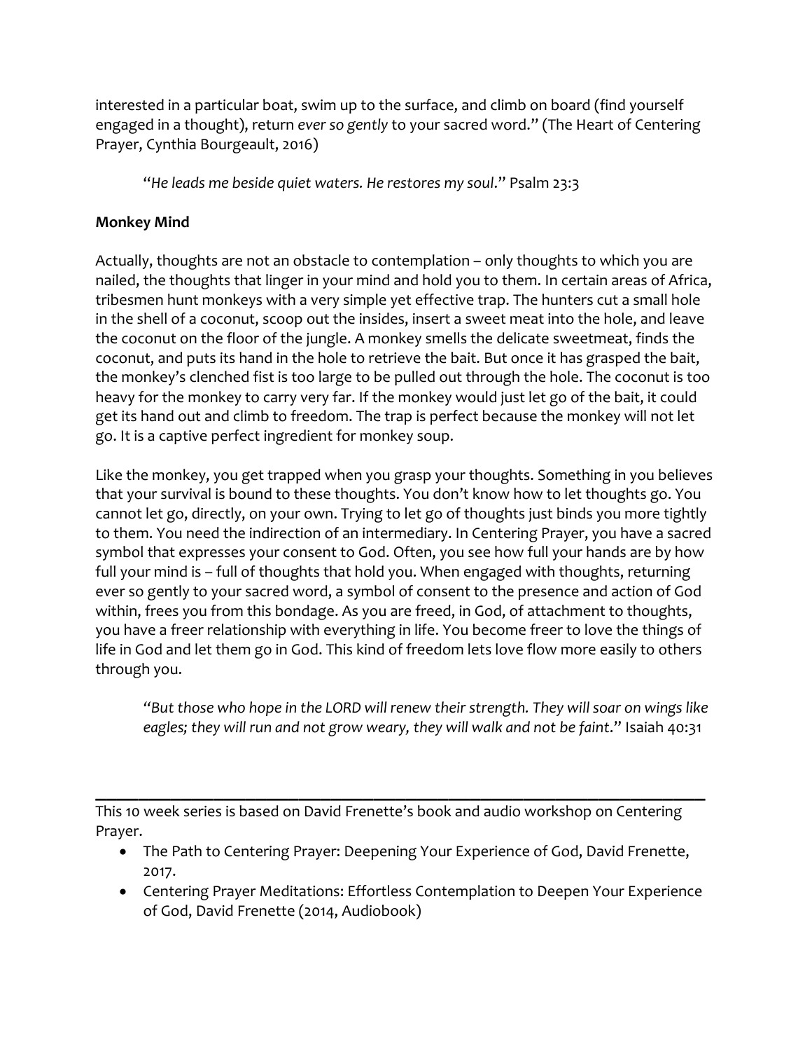interested in a particular boat, swim up to the surface, and climb on board (find yourself engaged in a thought), return *ever so gently* to your sacred word." (The Heart of Centering Prayer, Cynthia Bourgeault, 2016)

> "*He leads me beside quiet waters. He restores my soul*." Psalm 23:3

**Monkey Mind**

Actually, thoughts are not an obstacle to contemplation – only thoughts to which you are nailed, the thoughts that linger in your mind and hold you to them. In certain areas of Africa, tribesmen hunt monkeys with a very simple yet effective trap. The hunters cut a small hole in the shell of a coconut, scoop out the insides, insert a sweet meat into the hole, and leave the coconut on the floor of the jungle. A monkey smells the delicate sweetmeat, finds the coconut, and puts its hand in the hole to retrieve the bait. But once it has grasped the bait, the monkey's clenched fist is too large to be pulled out through the hole. The coconut is too heavy for the monkey to carry very far. If the monkey would just let go of the bait, it could get its hand out and climb to freedom. The trap is perfect because the monkey will not let go. It is a captive perfect ingredient for monkey soup.

Like the monkey, you get trapped when you grasp your thoughts. Something in you believes that your survival is bound to these thoughts. You don't know how to let thoughts go. You cannot let go, directly, on your own. Trying to let go of thoughts just binds you more tightly to them. You need the indirection of an intermediary. In Centering Prayer, you have a sacred symbol that expresses your consent to God. Often, you see how full your hands are by how full your mind is – full of thoughts that hold you. When engaged with thoughts, returning ever so gently to your sacred word, a symbol of consent to the presence and action of God within, frees you from this bondage. As you are freed, in God, of attachment to thoughts, you have a freer relationship with everything in life. You become freer to love the things of life in God and let them go in God. This kind of freedom lets love flow more easily to others through you.

> *"But those who hope in the LORD will renew their strength. They will soar on wings like eagles; they will run and not grow weary, they will walk and not be faint*." Isaiah 40:31

---

This 10 week series is based on David Frenette's book and audio workshop on Centering Prayer.

- The Path to Centering Prayer: Deepening Your Experience of God, David Frenette, 2017.
- Centering Prayer Meditations: Effortless Contemplation to Deepen Your Experience of God, David Frenette (2014, Audiobook)